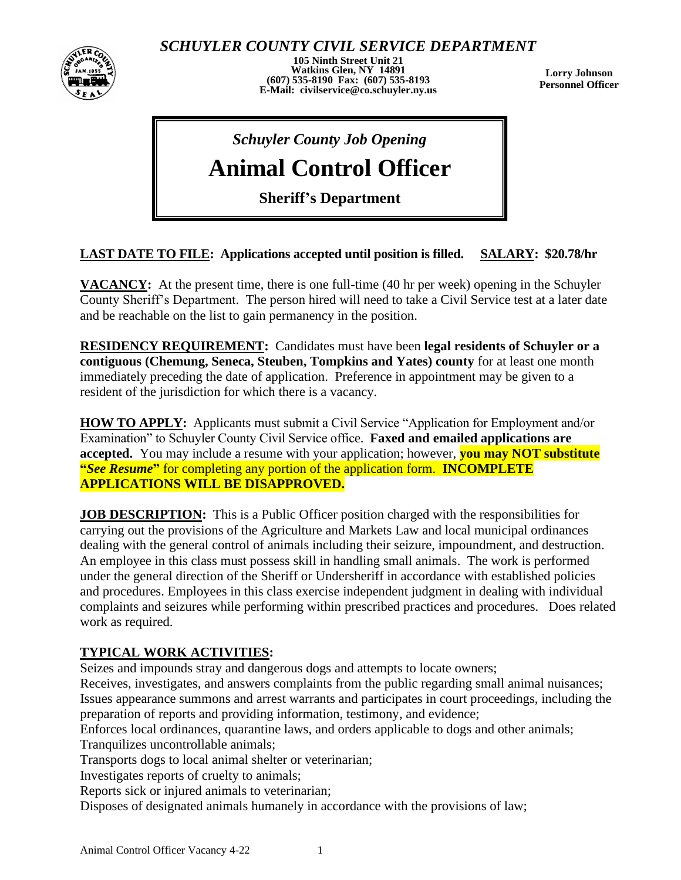*SCHUYLER COUNTY CIVIL SERVICE DEPARTMENT*

**105 Ninth Street Unit 21**
**Watkins Glen, NY 14891**
**(607) 535-8190 Fax: (607) 535-8193**
**E-Mail: civilservice@co.schuyler.ny.us**

**Lorry Johnson**
**Personnel Officer**

*Schuyler County Job Opening*

# Animal Control Officer

**Sheriff's Department**

**LAST DATE TO FILE: Applications accepted until position is filled.** **SALARY: $20.78/hr**

**VACANCY:** At the present time, there is one full-time (40 hr per week) opening in the Schuyler County Sheriff's Department. The person hired will need to take a Civil Service test at a later date and be reachable on the list to gain permanency in the position.

**RESIDENCY REQUIREMENT:** Candidates must have been **legal residents of Schuyler or a contiguous (Chemung, Seneca, Steuben, Tompkins and Yates) county** for at least one month immediately preceding the date of application. Preference in appointment may be given to a resident of the jurisdiction for which there is a vacancy.

**HOW TO APPLY:** Applicants must submit a Civil Service "Application for Employment and/or Examination" to Schuyler County Civil Service office. **Faxed and emailed applications are accepted.** You may include a resume with your application; however, **you may NOT substitute "*See Resume*"** for completing any portion of the application form. **INCOMPLETE APPLICATIONS WILL BE DISAPPROVED.**

**JOB DESCRIPTION:** This is a Public Officer position charged with the responsibilities for carrying out the provisions of the Agriculture and Markets Law and local municipal ordinances dealing with the general control of animals including their seizure, impoundment, and destruction. An employee in this class must possess skill in handling small animals. The work is performed under the general direction of the Sheriff or Undersheriff in accordance with established policies and procedures. Employees in this class exercise independent judgment in dealing with individual complaints and seizures while performing within prescribed practices and procedures. Does related work as required.

**TYPICAL WORK ACTIVITIES:**

Seizes and impounds stray and dangerous dogs and attempts to locate owners;
Receives, investigates, and answers complaints from the public regarding small animal nuisances;
Issues appearance summons and arrest warrants and participates in court proceedings, including the preparation of reports and providing information, testimony, and evidence;
Enforces local ordinances, quarantine laws, and orders applicable to dogs and other animals;
Tranquilizes uncontrollable animals;
Transports dogs to local animal shelter or veterinarian;
Investigates reports of cruelty to animals;
Reports sick or injured animals to veterinarian;
Disposes of designated animals humanely in accordance with the provisions of law;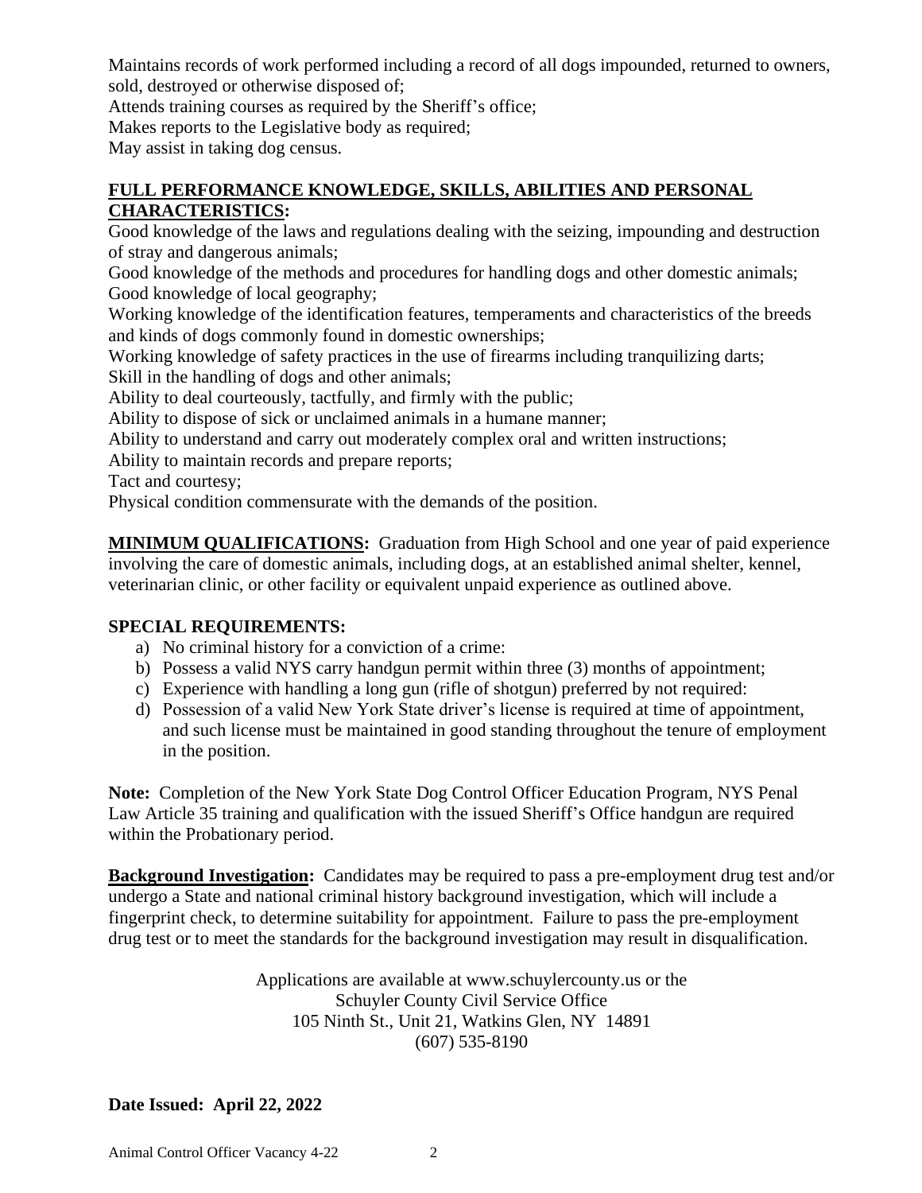Maintains records of work performed including a record of all dogs impounded, returned to owners, sold, destroyed or otherwise disposed of;
Attends training courses as required by the Sheriff's office;
Makes reports to the Legislative body as required;
May assist in taking dog census.

**FULL PERFORMANCE KNOWLEDGE, SKILLS, ABILITIES AND PERSONAL CHARACTERISTICS:**

Good knowledge of the laws and regulations dealing with the seizing, impounding and destruction of stray and dangerous animals;
Good knowledge of the methods and procedures for handling dogs and other domestic animals;
Good knowledge of local geography;
Working knowledge of the identification features, temperaments and characteristics of the breeds and kinds of dogs commonly found in domestic ownerships;
Working knowledge of safety practices in the use of firearms including tranquilizing darts;
Skill in the handling of dogs and other animals;
Ability to deal courteously, tactfully, and firmly with the public;
Ability to dispose of sick or unclaimed animals in a humane manner;
Ability to understand and carry out moderately complex oral and written instructions;
Ability to maintain records and prepare reports;
Tact and courtesy;
Physical condition commensurate with the demands of the position.

**MINIMUM QUALIFICATIONS:** Graduation from High School and one year of paid experience involving the care of domestic animals, including dogs, at an established animal shelter, kennel, veterinarian clinic, or other facility or equivalent unpaid experience as outlined above.

**SPECIAL REQUIREMENTS:**

a) No criminal history for a conviction of a crime:
b) Possess a valid NYS carry handgun permit within three (3) months of appointment;
c) Experience with handling a long gun (rifle of shotgun) preferred by not required:
d) Possession of a valid New York State driver's license is required at time of appointment, and such license must be maintained in good standing throughout the tenure of employment in the position.

**Note:** Completion of the New York State Dog Control Officer Education Program, NYS Penal Law Article 35 training and qualification with the issued Sheriff's Office handgun are required within the Probationary period.

**Background Investigation:** Candidates may be required to pass a pre-employment drug test and/or undergo a State and national criminal history background investigation, which will include a fingerprint check, to determine suitability for appointment. Failure to pass the pre-employment drug test or to meet the standards for the background investigation may result in disqualification.

Applications are available at www.schuylercounty.us or the
Schuyler County Civil Service Office
105 Ninth St., Unit 21, Watkins Glen, NY 14891
(607) 535-8190

**Date Issued: April 22, 2022**